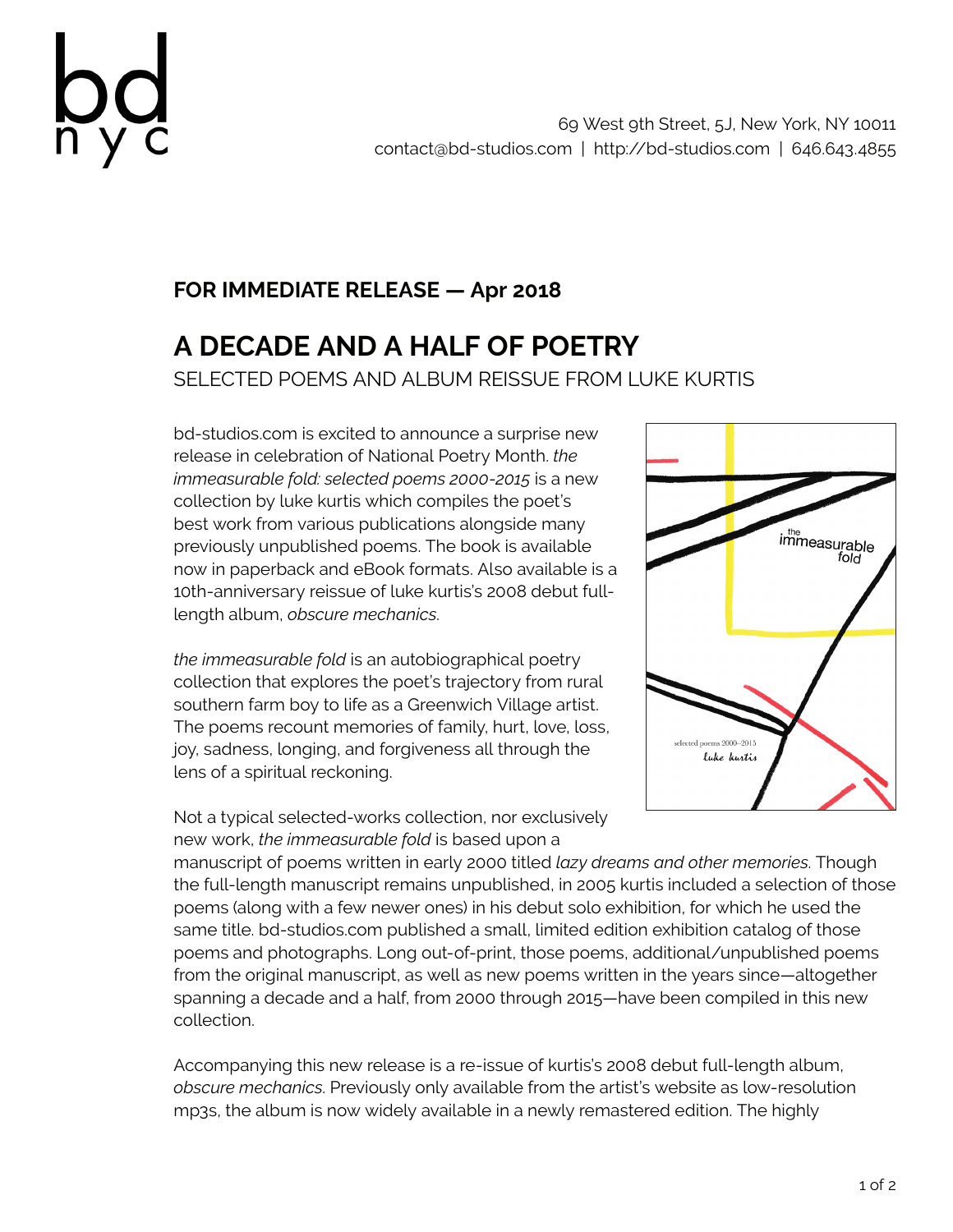bd
nyc

69 West 9th Street, 5J, New York, NY 10011
contact@bd-studios.com | http://bd-studios.com | 646.643.4855

**FOR IMMEDIATE RELEASE — Apr 2018**

# A DECADE AND A HALF OF POETRY

SELECTED POEMS AND ALBUM REISSUE FROM LUKE KURTIS

bd-studios.com is excited to announce a surprise new release in celebration of National Poetry Month. *the immeasurable fold: selected poems 2000-2015* is a new collection by luke kurtis which compiles the poet's best work from various publications alongside many previously unpublished poems. The book is available now in paperback and eBook formats. Also available is a 10th-anniversary reissue of luke kurtis's 2008 debut full-length album, *obscure mechanics*.

*the immeasurable fold* is an autobiographical poetry collection that explores the poet's trajectory from rural southern farm boy to life as a Greenwich Village artist. The poems recount memories of family, hurt, love, loss, joy, sadness, longing, and forgiveness all through the lens of a spiritual reckoning.

Not a typical selected-works collection, nor exclusively new work, *the immeasurable fold* is based upon a manuscript of poems written in early 2000 titled *lazy dreams and other memories*. Though the full-length manuscript remains unpublished, in 2005 kurtis included a selection of those poems (along with a few newer ones) in his debut solo exhibition, for which he used the same title. bd-studios.com published a small, limited edition exhibition catalog of those poems and photographs. Long out-of-print, those poems, additional/unpublished poems from the original manuscript, as well as new poems written in the years since—altogether spanning a decade and a half, from 2000 through 2015—have been compiled in this new collection.

Accompanying this new release is a re-issue of kurtis's 2008 debut full-length album, *obscure mechanics*. Previously only available from the artist's website as low-resolution mp3s, the album is now widely available in a newly remastered edition. The highly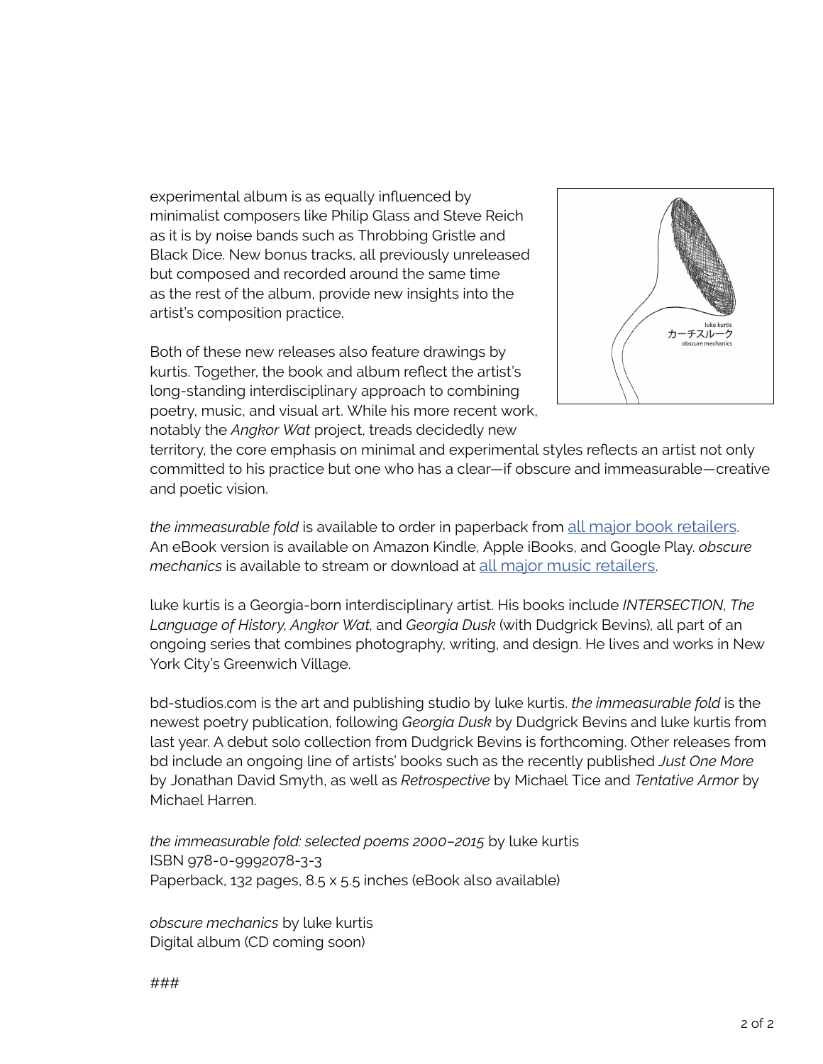experimental album is as equally influenced by minimalist composers like Philip Glass and Steve Reich as it is by noise bands such as Throbbing Gristle and Black Dice. New bonus tracks, all previously unreleased but composed and recorded around the same time as the rest of the album, provide new insights into the artist's composition practice.

Both of these new releases also feature drawings by kurtis. Together, the book and album reflect the artist's long-standing interdisciplinary approach to combining poetry, music, and visual art. While his more recent work, notably the *Angkor Wat* project, treads decidedly new territory, the core emphasis on minimal and experimental styles reflects an artist not only committed to his practice but one who has a clear—if obscure and immeasurable—creative and poetic vision.

*the immeasurable fold* is available to order in paperback from [all major book retailers](). An eBook version is available on Amazon Kindle, Apple iBooks, and Google Play. *obscure mechanics* is available to stream or download at [all major music retailers]().

luke kurtis is a Georgia-born interdisciplinary artist. His books include *INTERSECTION*, *The Language of History*, *Angkor Wat*, and *Georgia Dusk* (with Dudgrick Bevins), all part of an ongoing series that combines photography, writing, and design. He lives and works in New York City's Greenwich Village.

bd-studios.com is the art and publishing studio by luke kurtis. *the immeasurable fold* is the newest poetry publication, following *Georgia Dusk* by Dudgrick Bevins and luke kurtis from last year. A debut solo collection from Dudgrick Bevins is forthcoming. Other releases from bd include an ongoing line of artists' books such as the recently published *Just One More* by Jonathan David Smyth, as well as *Retrospective* by Michael Tice and *Tentative Armor* by Michael Harren.

*the immeasurable fold: selected poems 2000–2015* by luke kurtis
ISBN 978-0-9992078-3-3
Paperback, 132 pages, 8.5 x 5.5 inches (eBook also available)

*obscure mechanics* by luke kurtis
Digital album (CD coming soon)

###